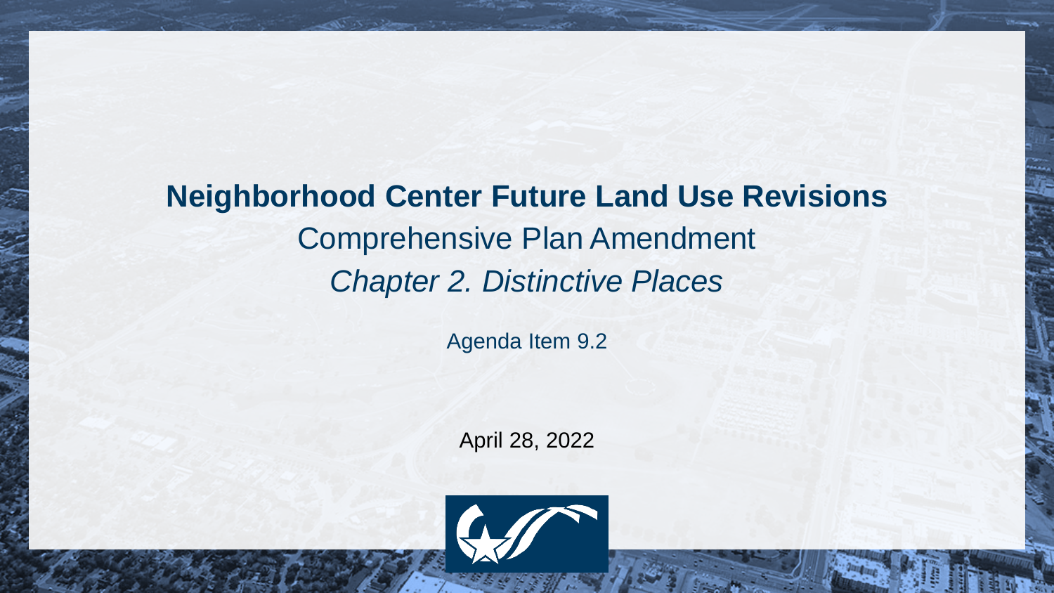# Neighborhood Center Future Land Use Revisions

Comprehensive Plan Amendment

*Chapter 2. Distinctive Places*

Agenda Item 9.2

April 28, 2022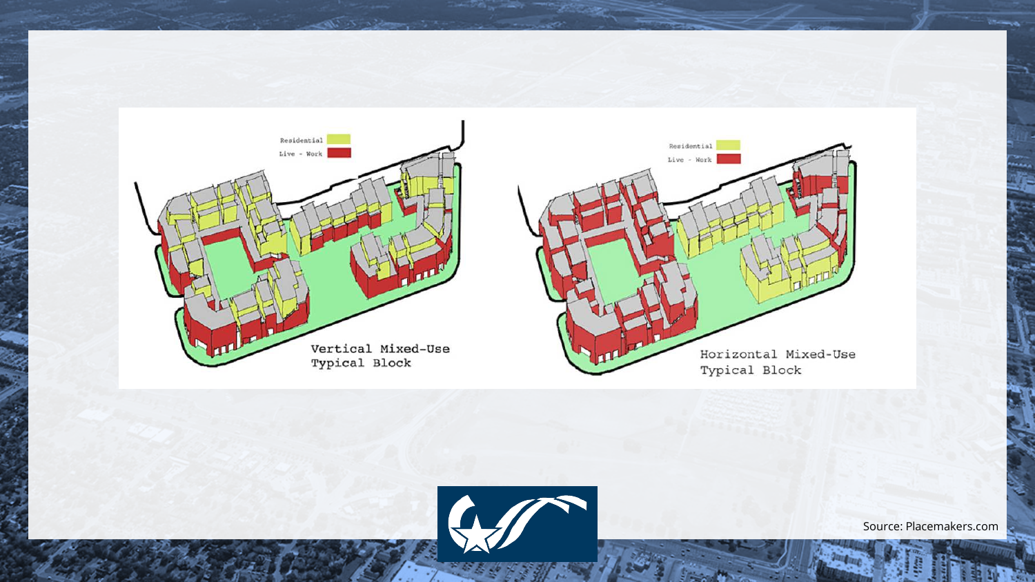Residential

Live - Work

Vertical Mixed-Use Typical Block

Residential

Live - Work

Horizontal Mixed-Use Typical Block

Source: Placemakers.com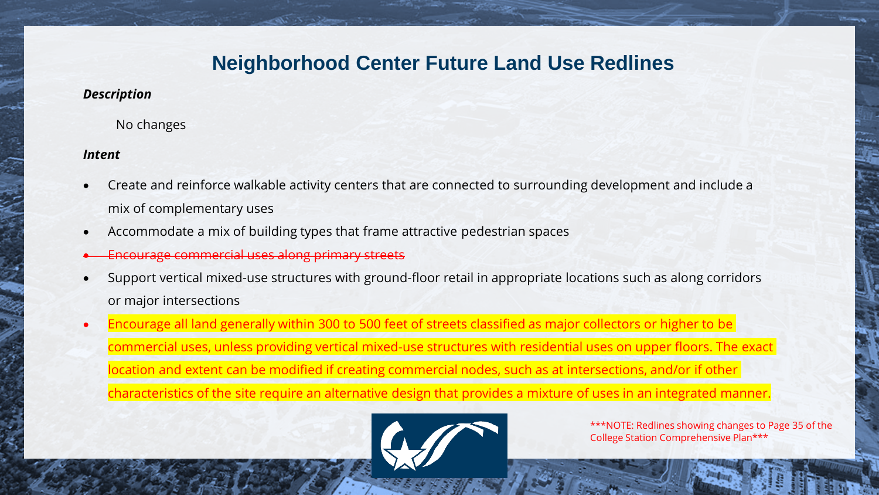# Neighborhood Center Future Land Use Redlines

***Description***

No changes

***Intent***

- Create and reinforce walkable activity centers that are connected to surrounding development and include a mix of complementary uses
- Accommodate a mix of building types that frame attractive pedestrian spaces
- ~~Encourage commercial uses along primary streets~~
- Support vertical mixed-use structures with ground-floor retail in appropriate locations such as along corridors or major intersections
- Encourage all land generally within 300 to 500 feet of streets classified as major collectors or higher to be commercial uses, unless providing vertical mixed-use structures with residential uses on upper floors. The exact location and extent can be modified if creating commercial nodes, such as at intersections, and/or if other characteristics of the site require an alternative design that provides a mixture of uses in an integrated manner.

***NOTE: Redlines showing changes to Page 35 of the College Station Comprehensive Plan***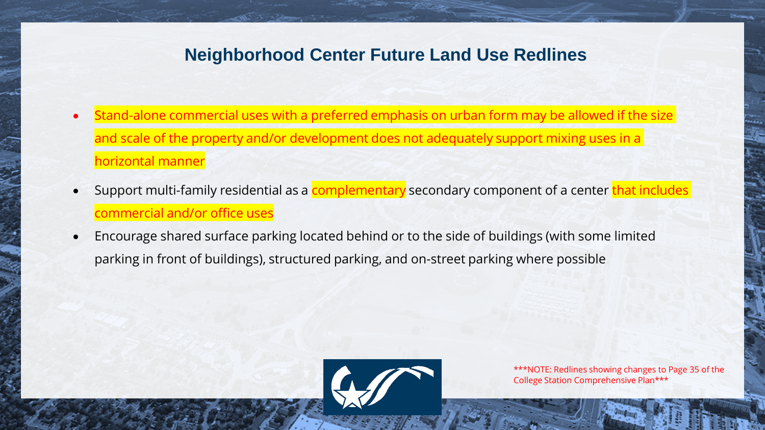# Neighborhood Center Future Land Use Redlines

- Stand-alone commercial uses with a preferred emphasis on urban form may be allowed if the size and scale of the property and/or development does not adequately support mixing uses in a horizontal manner
- Support multi-family residential as a complementary secondary component of a center that includes commercial and/or office uses
- Encourage shared surface parking located behind or to the side of buildings (with some limited parking in front of buildings), structured parking, and on-street parking where possible

***NOTE: Redlines showing changes to Page 35 of the College Station Comprehensive Plan***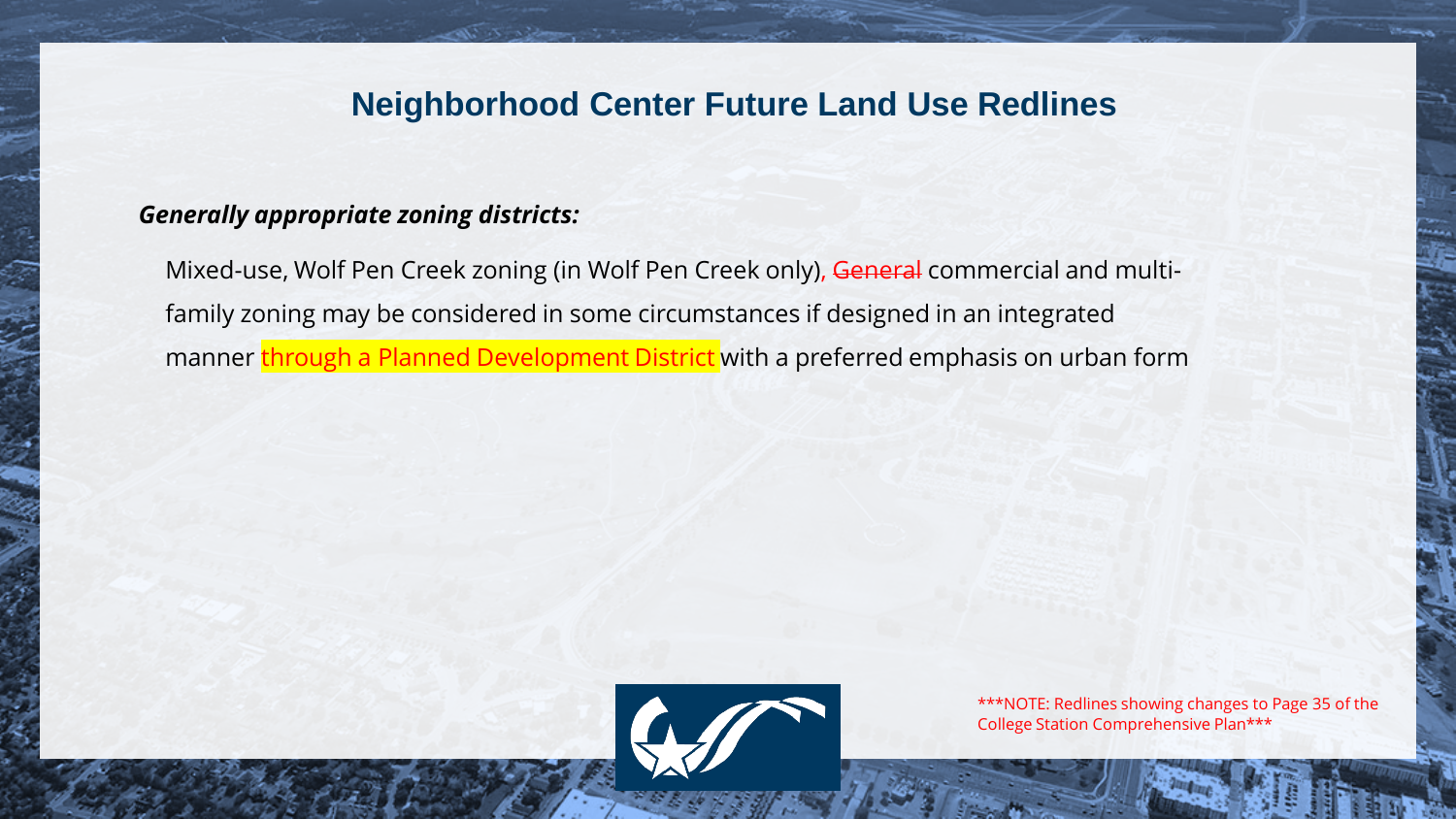# Neighborhood Center Future Land Use Redlines

***Generally appropriate zoning districts:***

Mixed-use, Wolf Pen Creek zoning (in Wolf Pen Creek only), ~~General~~ commercial and multi-family zoning may be considered in some circumstances if designed in an integrated manner through a Planned Development District with a preferred emphasis on urban form

***NOTE: Redlines showing changes to Page 35 of the College Station Comprehensive Plan***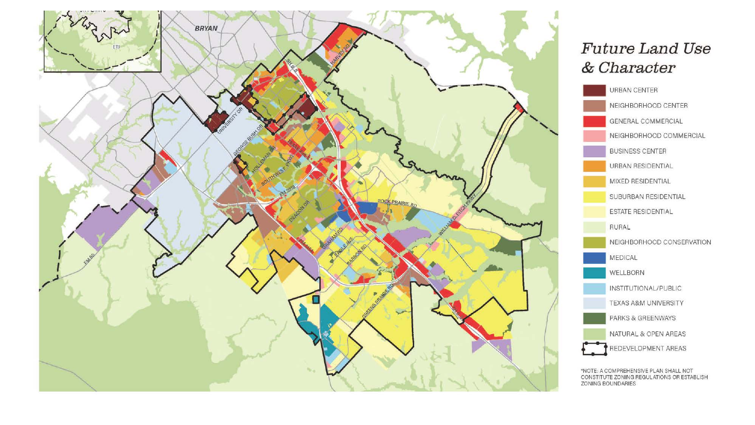# Future Land Use & Character

- URBAN CENTER
- NEIGHBORHOOD CENTER
- GENERAL COMMERCIAL
- NEIGHBORHOOD COMMERCIAL
- BUSINESS CENTER
- URBAN RESIDENTIAL
- MIXED RESIDENTIAL
- SUBURBAN RESIDENTIAL
- ESTATE RESIDENTIAL
- RURAL
- NEIGHBORHOOD CONSERVATION
- MEDICAL
- WELLBORN
- INSTITUTIONAL/PUBLIC
- TEXAS A&M UNIVERSITY
- PARKS & GREENWAYS
- NATURAL & OPEN AREAS
- REDEVELOPMENT AREAS

*NOTE: A COMPREHENSIVE PLAN SHALL NOT CONSTITUTE ZONING REGULATIONS OR ESTABLISH ZONING BOUNDARIES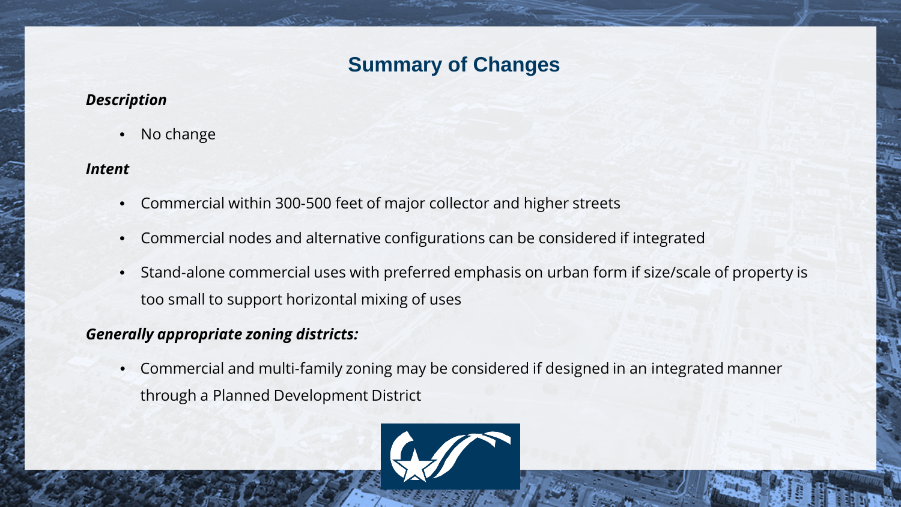# Summary of Changes

***Description***

- No change

***Intent***

- Commercial within 300-500 feet of major collector and higher streets
- Commercial nodes and alternative configurations can be considered if integrated
- Stand-alone commercial uses with preferred emphasis on urban form if size/scale of property is too small to support horizontal mixing of uses

***Generally appropriate zoning districts:***

- Commercial and multi-family zoning may be considered if designed in an integrated manner through a Planned Development District